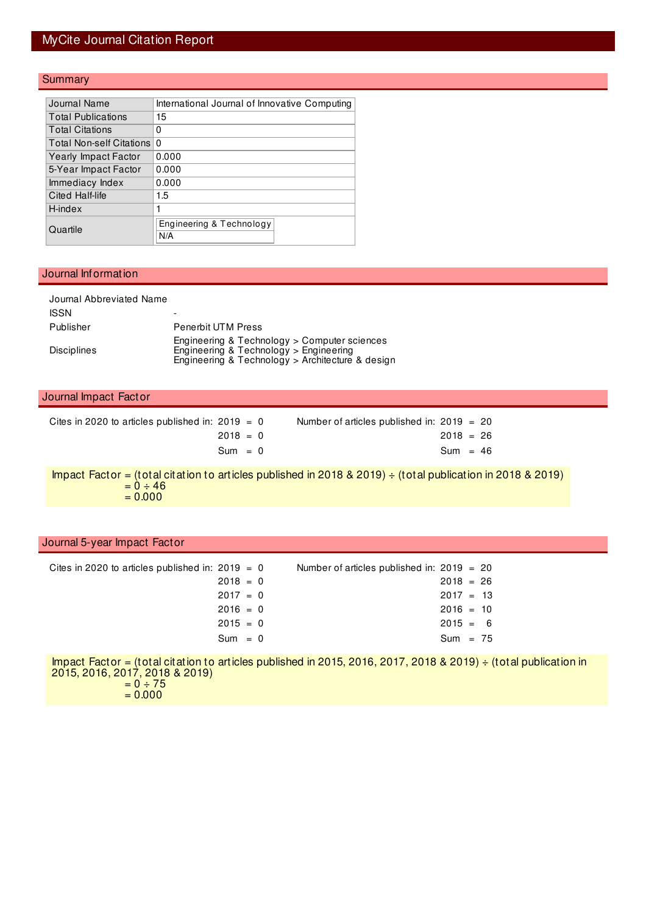# MyCite Journal Citation Report

## Summary

| | |
|---|---|
| Journal Name | International Journal of Innovative Computing |
| Total Publications | 15 |
| Total Citations | 0 |
| Total Non-self Citations | 0 |
| Yearly Impact Factor | 0.000 |
| 5-Year Impact Factor | 0.000 |
| Immediacy Index | 0.000 |
| Cited Half-life | 1.5 |
| H-index | 1 |
| Quartile | Engineering & Technology<br>N/A |

## Journal Information

| | |
|---|---|
| Journal Abbreviated Name | |
| ISSN | - |
| Publisher | Penerbit UTM Press |
| Disciplines | Engineering & Technology > Computer sciences<br>Engineering & Technology > Engineering<br>Engineering & Technology > Architecture & design |

## Journal Impact Factor

| Cites in 2020 to articles published in: | | Number of articles published in: | |
|---|---|---|---|
| 2019 | 0 | 2019 | 20 |
| 2018 | 0 | 2018 | 26 |
| Sum | 0 | Sum | 46 |

Impact Factor = (total citation to articles published in 2018 & 2019) ÷ (total publication in 2018 & 2019)
= 0 ÷ 46
= 0.000

## Journal 5-year Impact Factor

| Cites in 2020 to articles published in: | | Number of articles published in: | |
|---|---|---|---|
| 2019 | 0 | 2019 | 20 |
| 2018 | 0 | 2018 | 26 |
| 2017 | 0 | 2017 | 13 |
| 2016 | 0 | 2016 | 10 |
| 2015 | 0 | 2015 | 6 |
| Sum | 0 | Sum | 75 |

Impact Factor = (total citation to articles published in 2015, 2016, 2017, 2018 & 2019) ÷ (total publication in 2015, 2016, 2017, 2018 & 2019)
= 0 ÷ 75
= 0.000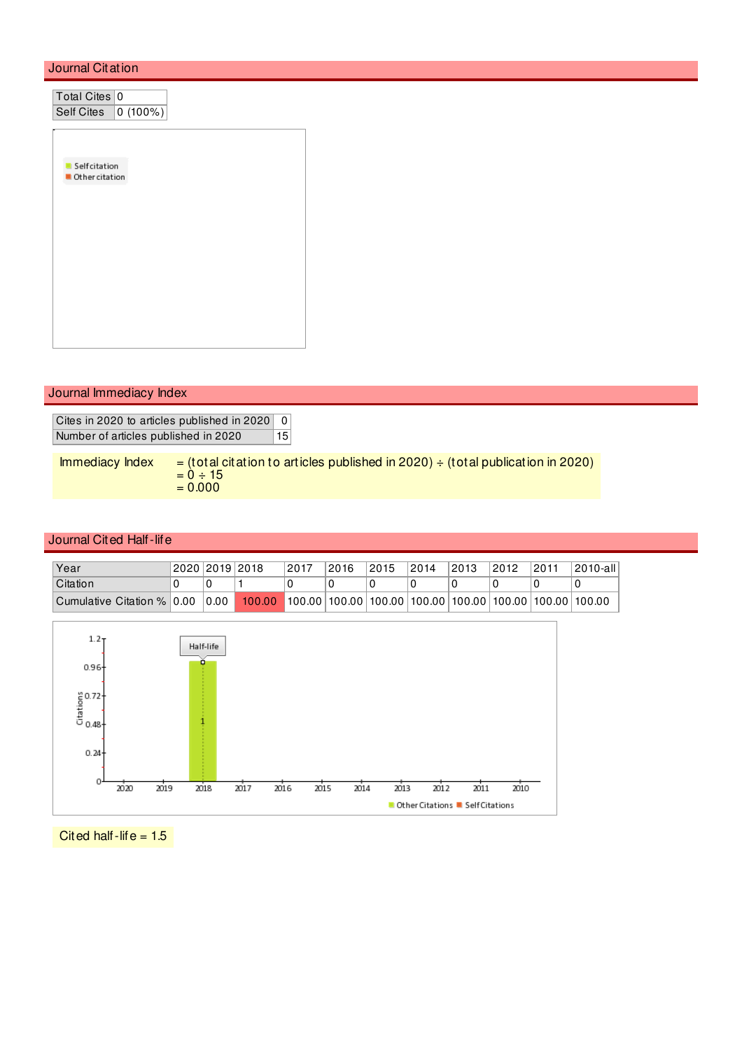## Journal Citation

| Total Cites | 0 |
| --- | --- |
| Self Cites | 0 (100%) |

## Journal Immediacy Index

| Cites in 2020 to articles published in 2020 | 0 |
| --- | --- |
| Number of articles published in 2020 | 15 |

Immediacy Index = (total citation to articles published in 2020) ÷ (total publication in 2020)
= 0 ÷ 15
= 0.000

## Journal Cited Half-life

| Year | 2020 | 2019 | 2018 | 2017 | 2016 | 2015 | 2014 | 2013 | 2012 | 2011 | 2010-all |
| --- | --- | --- | --- | --- | --- | --- | --- | --- | --- | --- | --- |
| Citation | 0 | 0 | 1 | 0 | 0 | 0 | 0 | 0 | 0 | 0 | 0 |
| Cumulative Citation % | 0.00 | 0.00 | 100.00 | 100.00 | 100.00 | 100.00 | 100.00 | 100.00 | 100.00 | 100.00 | 100.00 |

Cited half-life = 1.5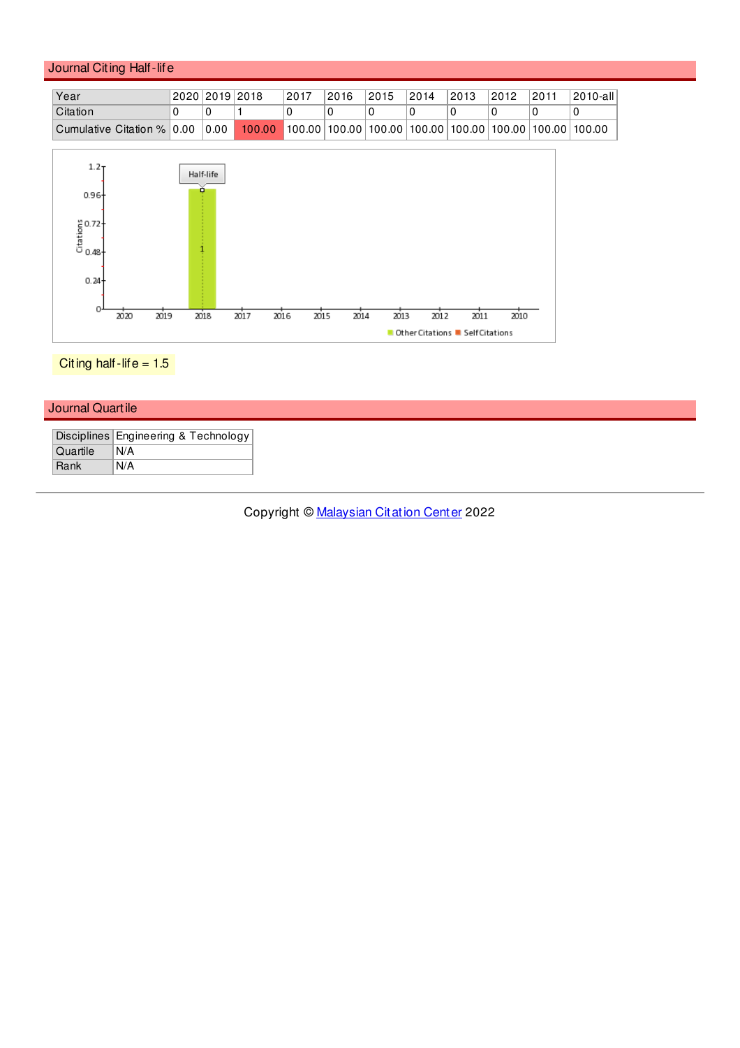## Journal Citing Half-life

| Year | 2020 | 2019 | 2018 | 2017 | 2016 | 2015 | 2014 | 2013 | 2012 | 2011 | 2010-all |
|---|---|---|---|---|---|---|---|---|---|---|---|
| Citation | 0 | 0 | 1 | 0 | 0 | 0 | 0 | 0 | 0 | 0 | 0 |
| Cumulative Citation % | 0.00 | 0.00 | 100.00 | 100.00 | 100.00 | 100.00 | 100.00 | 100.00 | 100.00 | 100.00 | 100.00 |

Half-life

1.2
0.96
0.72
0.48
0.24
0

Citations

1

2020 2019 2018 2017 2016 2015 2014 2013 2012 2011 2010

Other Citations  Self Citations

Citing half-life = 1.5

## Journal Quartile

| | |
|---|---|
| Disciplines | Engineering & Technology |
| Quartile | N/A |
| Rank | N/A |

Copyright © Malaysian Citation Center 2022